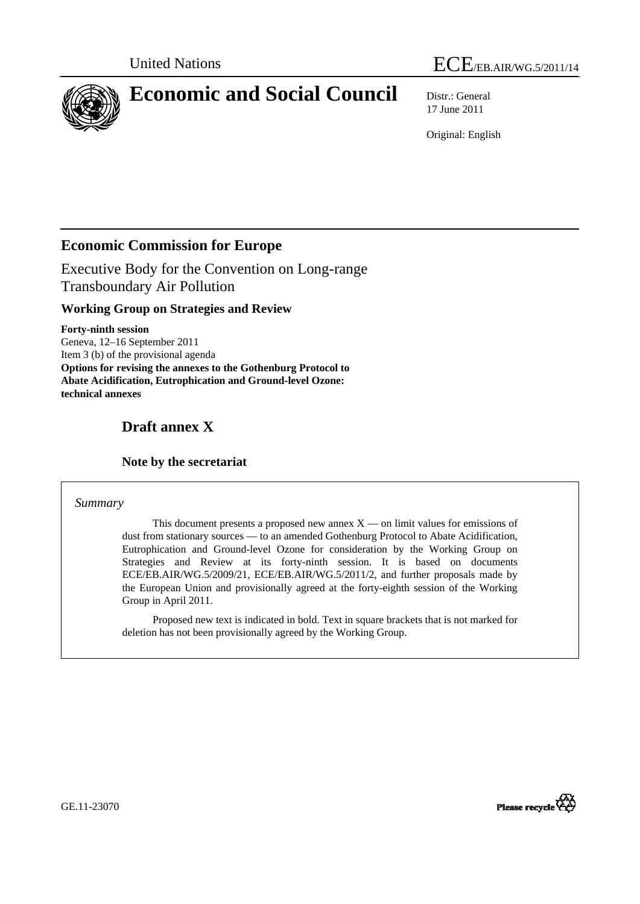United Nations

ECE/EB.AIR/WG.5/2011/14

# Economic and Social Council

Distr.: General
17 June 2011

Original: English

## Economic Commission for Europe

Executive Body for the Convention on Long-range Transboundary Air Pollution

### Working Group on Strategies and Review

**Forty-ninth session**
Geneva, 12–16 September 2011
Item 3 (b) of the provisional agenda
**Options for revising the annexes to the Gothenburg Protocol to Abate Acidification, Eutrophication and Ground-level Ozone: technical annexes**

## Draft annex X

### Note by the secretariat

*Summary*

This document presents a proposed new annex X — on limit values for emissions of dust from stationary sources — to an amended Gothenburg Protocol to Abate Acidification, Eutrophication and Ground-level Ozone for consideration by the Working Group on Strategies and Review at its forty-ninth session. It is based on documents ECE/EB.AIR/WG.5/2009/21, ECE/EB.AIR/WG.5/2011/2, and further proposals made by the European Union and provisionally agreed at the forty-eighth session of the Working Group in April 2011.

Proposed new text is indicated in bold. Text in square brackets that is not marked for deletion has not been provisionally agreed by the Working Group.

GE.11-23070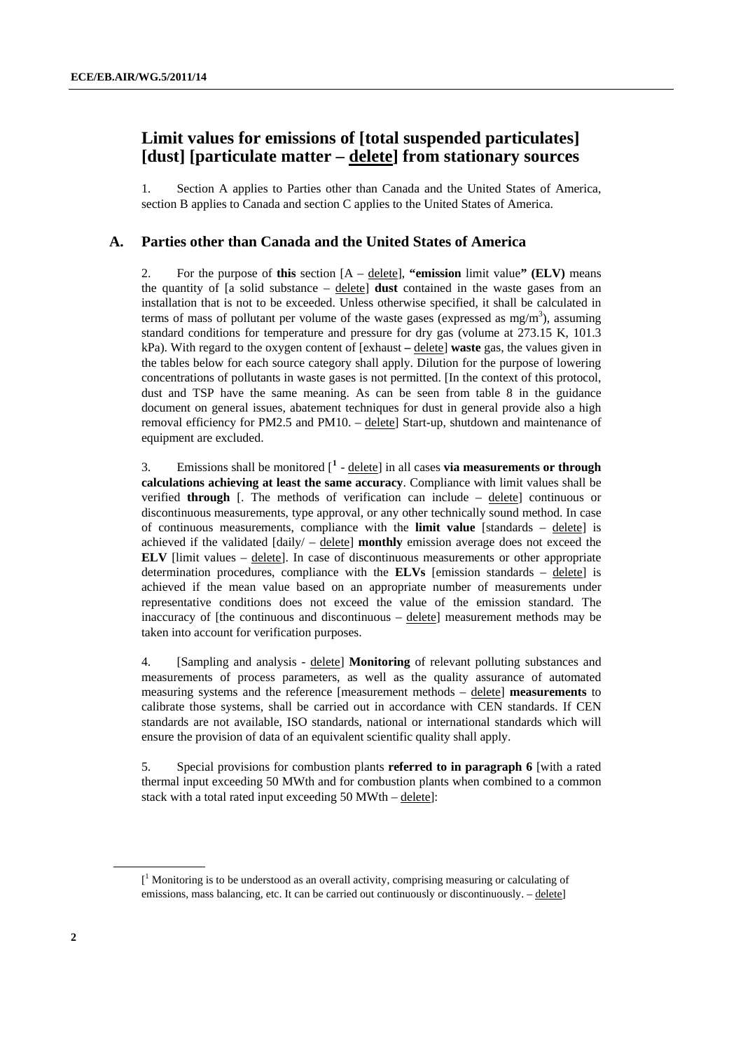# Limit values for emissions of [total suspended particulates] [dust] [particulate matter – delete] from stationary sources

1. Section A applies to Parties other than Canada and the United States of America, section B applies to Canada and section C applies to the United States of America.

## A. Parties other than Canada and the United States of America

2. For the purpose of **this** section [A – delete], **"emission** limit value**" (ELV)** means the quantity of [a solid substance – delete] **dust** contained in the waste gases from an installation that is not to be exceeded. Unless otherwise specified, it shall be calculated in terms of mass of pollutant per volume of the waste gases (expressed as mg/m$^3$), assuming standard conditions for temperature and pressure for dry gas (volume at 273.15 K, 101.3 kPa). With regard to the oxygen content of [exhaust **–** delete] **waste** gas, the values given in the tables below for each source category shall apply. Dilution for the purpose of lowering concentrations of pollutants in waste gases is not permitted. [In the context of this protocol, dust and TSP have the same meaning. As can be seen from table 8 in the guidance document on general issues, abatement techniques for dust in general provide also a high removal efficiency for PM2.5 and PM10. – delete] Start-up, shutdown and maintenance of equipment are excluded.

3. Emissions shall be monitored [[1] - delete] in all cases **via measurements or through calculations achieving at least the same accuracy**. Compliance with limit values shall be verified **through** [. The methods of verification can include – delete] continuous or discontinuous measurements, type approval, or any other technically sound method. In case of continuous measurements, compliance with the **limit value** [standards – delete] is achieved if the validated [daily/ – delete] **monthly** emission average does not exceed the **ELV** [limit values – delete]. In case of discontinuous measurements or other appropriate determination procedures, compliance with the **ELVs** [emission standards – delete] is achieved if the mean value based on an appropriate number of measurements under representative conditions does not exceed the value of the emission standard. The inaccuracy of [the continuous and discontinuous – delete] measurement methods may be taken into account for verification purposes.

4. [Sampling and analysis - delete] **Monitoring** of relevant polluting substances and measurements of process parameters, as well as the quality assurance of automated measuring systems and the reference [measurement methods – delete] **measurements** to calibrate those systems, shall be carried out in accordance with CEN standards. If CEN standards are not available, ISO standards, national or international standards which will ensure the provision of data of an equivalent scientific quality shall apply.

5. Special provisions for combustion plants **referred to in paragraph 6** [with a rated thermal input exceeding 50 MWth and for combustion plants when combined to a common stack with a total rated input exceeding 50 MWth – delete]:

[[1] Monitoring is to be understood as an overall activity, comprising measuring or calculating of emissions, mass balancing, etc. It can be carried out continuously or discontinuously. – delete]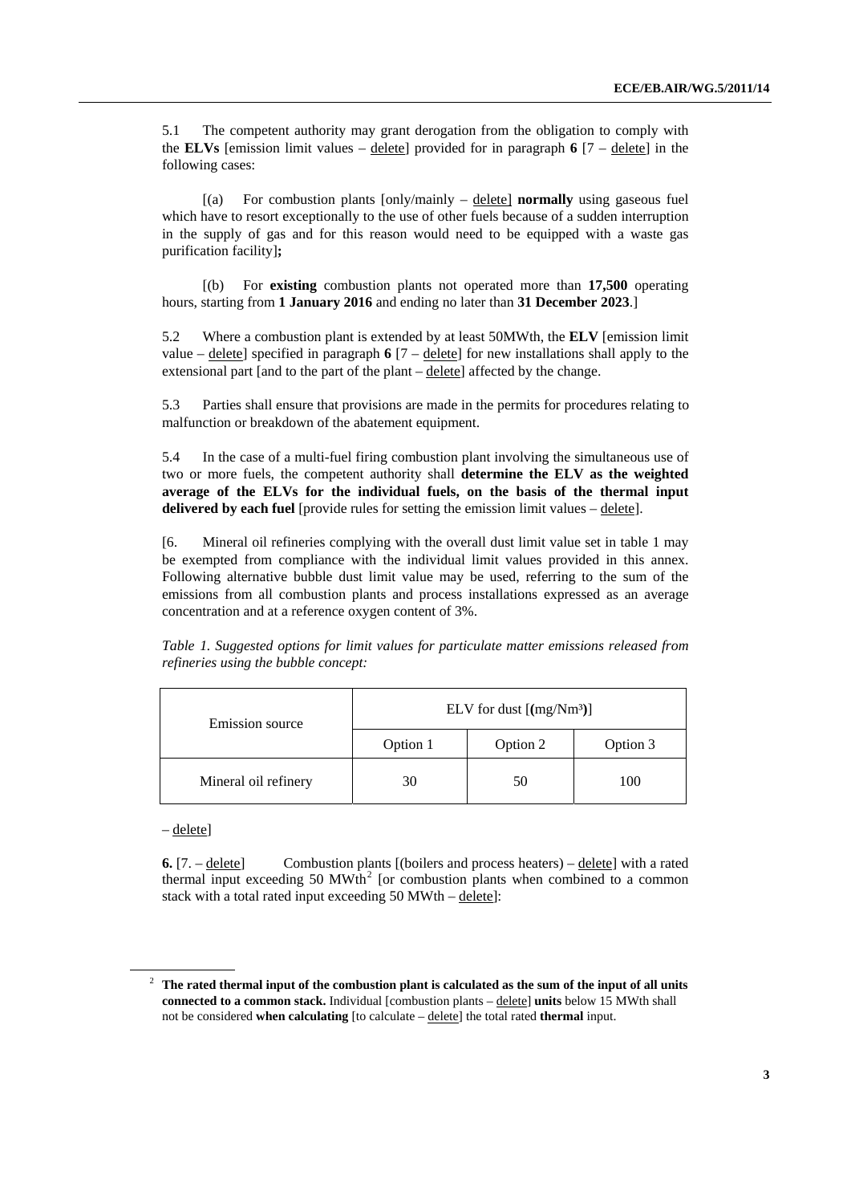5.1 The competent authority may grant derogation from the obligation to comply with the **ELVs** [emission limit values – delete] provided for in paragraph **6** [7 – delete] in the following cases:

[(a) For combustion plants [only/mainly – delete] **normally** using gaseous fuel which have to resort exceptionally to the use of other fuels because of a sudden interruption in the supply of gas and for this reason would need to be equipped with a waste gas purification facility**]**;

[(b) For **existing** combustion plants not operated more than **17,500** operating hours, starting from **1 January 2016** and ending no later than **31 December 2023**.]

5.2 Where a combustion plant is extended by at least 50MWth, the **ELV** [emission limit value – delete] specified in paragraph **6** [7 – delete] for new installations shall apply to the extensional part [and to the part of the plant – delete] affected by the change.

5.3 Parties shall ensure that provisions are made in the permits for procedures relating to malfunction or breakdown of the abatement equipment.

5.4 In the case of a multi-fuel firing combustion plant involving the simultaneous use of two or more fuels, the competent authority shall **determine the ELV as the weighted average of the ELVs for the individual fuels, on the basis of the thermal input delivered by each fuel** [provide rules for setting the emission limit values – delete].

[6. Mineral oil refineries complying with the overall dust limit value set in table 1 may be exempted from compliance with the individual limit values provided in this annex. Following alternative bubble dust limit value may be used, referring to the sum of the emissions from all combustion plants and process installations expressed as an average concentration and at a reference oxygen content of 3%.

*Table 1. Suggested options for limit values for particulate matter emissions released from refineries using the bubble concept:*

| Emission source | ELV for dust [**(**mg/Nm³**)**] | | |
|---|---|---|---|
| | Option 1 | Option 2 | Option 3 |
| Mineral oil refinery | 30 | 50 | 100 |

– delete]

**6.** [7. – delete] Combustion plants [(boilers and process heaters) – delete] with a rated thermal input exceeding 50 MWth[2] [or combustion plants when combined to a common stack with a total rated input exceeding 50 MWth – delete]:

---

[2] **The rated thermal input of the combustion plant is calculated as the sum of the input of all units connected to a common stack.** Individual [combustion plants – delete] **units** below 15 MWth shall not be considered **when calculating** [to calculate – delete] the total rated **thermal** input.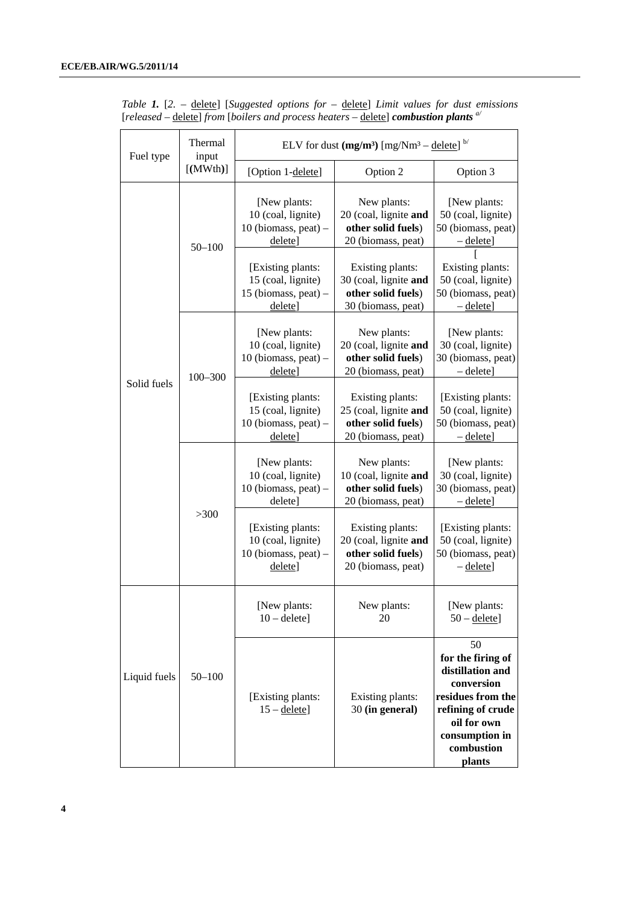*Table **1.*** [*2.* – delete] [*Suggested options for* – delete] *Limit values for dust emissions* [*released* – delete] *from* [*boilers and process heaters* – delete] ***combustion plants*** [a/]

| Fuel type | Thermal input [**(**MWth**)**] | ELV for dust **(mg/m³)** [mg/Nm³ – delete] [b/] | | |
|---|---|---|---|---|
| | | [Option 1-delete] | Option 2 | Option 3 |
| Solid fuels | 50–100 | [New plants: 10 (coal, lignite) 10 (biomass, peat) – delete] | New plants: 20 (coal, lignite **and other solid fuels**) 20 (biomass, peat) | [New plants: 50 (coal, lignite) 50 (biomass, peat) – delete] |
| | | [Existing plants: 15 (coal, lignite) 15 (biomass, peat) – delete] | Existing plants: 30 (coal, lignite **and other solid fuels**) 30 (biomass, peat) | [ Existing plants: 50 (coal, lignite) 50 (biomass, peat) – delete] |
| | 100–300 | [New plants: 10 (coal, lignite) 10 (biomass, peat) – delete] | New plants: 20 (coal, lignite **and other solid fuels**) 20 (biomass, peat) | [New plants: 30 (coal, lignite) 30 (biomass, peat) – delete] |
| | | [Existing plants: 15 (coal, lignite) 10 (biomass, peat) – delete] | Existing plants: 25 (coal, lignite **and other solid fuels**) 20 (biomass, peat) | [Existing plants: 50 (coal, lignite) 50 (biomass, peat) – delete] |
| | >300 | [New plants: 10 (coal, lignite) 10 (biomass, peat) – delete] | New plants: 10 (coal, lignite **and other solid fuels**) 20 (biomass, peat) | [New plants: 30 (coal, lignite) 30 (biomass, peat) – delete] |
| | | [Existing plants: 10 (coal, lignite) 10 (biomass, peat) – delete] | Existing plants: 20 (coal, lignite **and other solid fuels**) 20 (biomass, peat) | [Existing plants: 50 (coal, lignite) 50 (biomass, peat) – delete] |
| Liquid fuels | 50–100 | [New plants: 10 – delete] | New plants: 20 | [New plants: 50 – delete] |
| | | [Existing plants: 15 – delete] | Existing plants: 30 **(in general)** | 50 **for the firing of distillation and conversion residues from the refining of crude oil for own consumption in combustion plants** |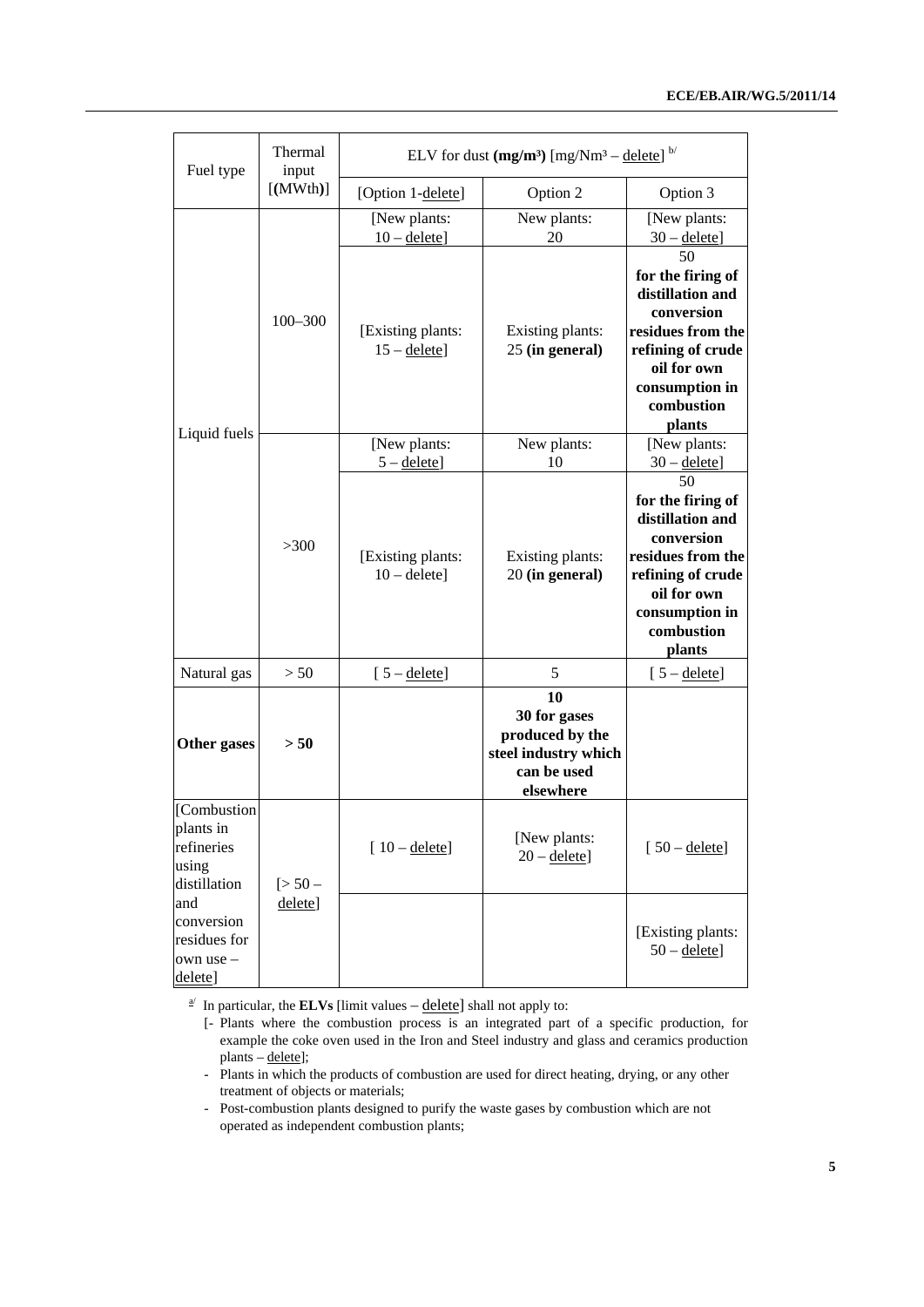| Fuel type | Thermal input [(MWth)] | ELV for dust **(mg/m³)** [mg/Nm³ – delete] [b] | | |
|---|---|---|---|---|
| | | [Option 1-delete] | Option 2 | Option 3 |
| Liquid fuels | 100–300 | [New plants: 10 – delete] | New plants: 20 | [New plants: 30 – delete] |
| | | [Existing plants: 15 – delete] | Existing plants: 25 **(in general)** | 50 **for the firing of distillation and conversion residues from the refining of crude oil for own consumption in combustion plants** |
| | >300 | [New plants: 5 – delete] | New plants: 10 | [New plants: 30 – delete] |
| | | [Existing plants: 10 – delete] | Existing plants: 20 **(in general)** | 50 **for the firing of distillation and conversion residues from the refining of crude oil for own consumption in combustion plants** |
| Natural gas | > 50 | [ 5 – delete] | 5 | [ 5 – delete] |
| **Other gases** | **> 50** | | **10** **30 for gases produced by the steel industry which can be used elsewhere** | |
| [Combustion plants in refineries using distillation and conversion residues for own use – delete] | [> 50 – delete] | [ 10 – delete] | [New plants: 20 – delete] | [ 50 – delete] |
| | | | | [Existing plants: 50 – delete] |

[a] In particular, the **ELVs** [limit values – delete] shall not apply to:

- [- Plants where the combustion process is an integrated part of a specific production, for example the coke oven used in the Iron and Steel industry and glass and ceramics production plants – delete];
- Plants in which the products of combustion are used for direct heating, drying, or any other treatment of objects or materials;
- Post-combustion plants designed to purify the waste gases by combustion which are not operated as independent combustion plants;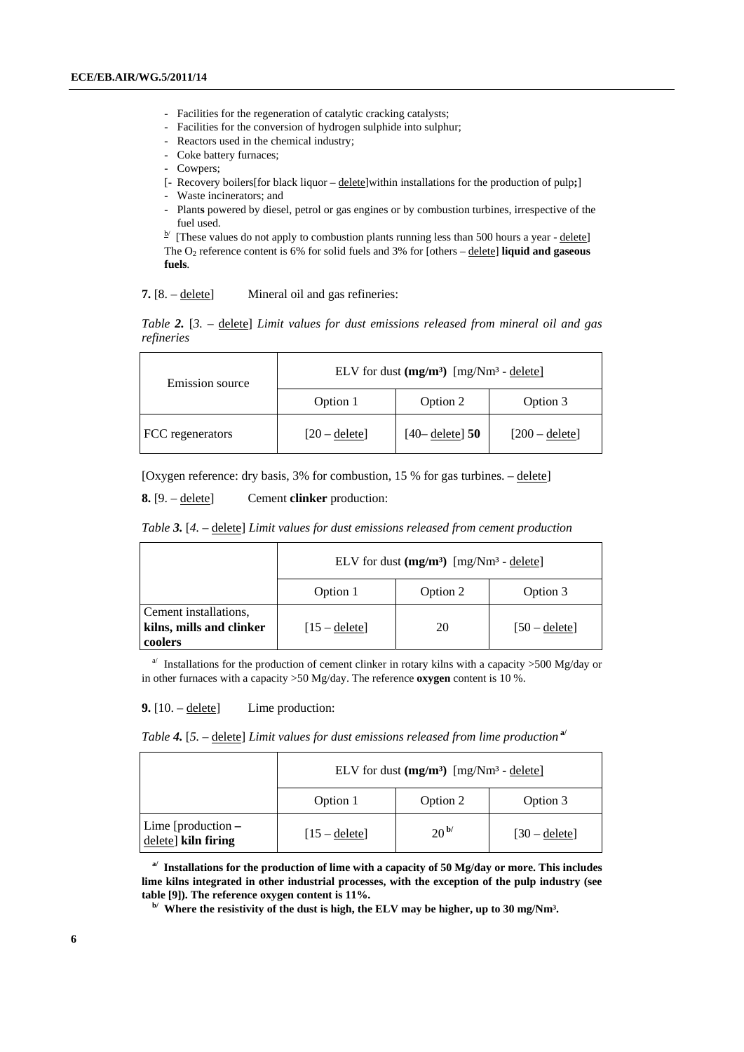- Facilities for the regeneration of catalytic cracking catalysts;
- Facilities for the conversion of hydrogen sulphide into sulphur;
- Reactors used in the chemical industry;
- Coke battery furnaces;
- Cowpers;

[- Recovery boilers[for black liquor – delete]within installations for the production of pulp**;**]

- Waste incinerators; and
- Plant**s** powered by diesel, petrol or gas engines or by combustion turbines, irrespective of the fuel used.

[b] [These values do not apply to combustion plants running less than 500 hours a year - delete] The $O_2$ reference content is 6% for solid fuels and 3% for [others – delete] **liquid and gaseous fuels**.

**7.** [8. – delete] Mineral oil and gas refineries:

*Table **2.** [3. – delete] Limit values for dust emissions released from mineral oil and gas refineries*

| Emission source | ELV for dust **(mg/m³)** [mg/Nm³ - delete] | | |
|---|---|---|---|
| | Option 1 | Option 2 | Option 3 |
| FCC regenerators | [20 – delete] | [40– delete] **50** | [200 – delete] |

[Oxygen reference: dry basis, 3% for combustion, 15 % for gas turbines. – delete]

**8.** [9. – delete] Cement **clinker** production:

*Table **3.** [4. – delete] Limit values for dust emissions released from cement production*

| | ELV for dust **(mg/m³)** [mg/Nm³ - delete] | | |
|---|---|---|---|
| | Option 1 | Option 2 | Option 3 |
| Cement installations, **kilns, mills and clinker coolers** | [15 – delete] | 20 | [50 – delete] |

[a] Installations for the production of cement clinker in rotary kilns with a capacity >500 Mg/day or in other furnaces with a capacity >50 Mg/day. The reference **oxygen** content is 10 %.

**9.** [10. – delete] Lime production:

*Table **4.** [5. – delete] Limit values for dust emissions released from lime production* [a]

| | ELV for dust **(mg/m³)** [mg/Nm³ - delete] | | |
|---|---|---|---|
| | Option 1 | Option 2 | Option 3 |
| Lime [production **–** delete] **kiln firing** | [15 – delete] | 20 [b] | [30 – delete] |

**[a] Installations for the production of lime with a capacity of 50 Mg/day or more. This includes lime kilns integrated in other industrial processes, with the exception of the pulp industry (see table [9]). The reference oxygen content is 11%.**

**[b] Where the resistivity of the dust is high, the ELV may be higher, up to 30 mg/Nm³.**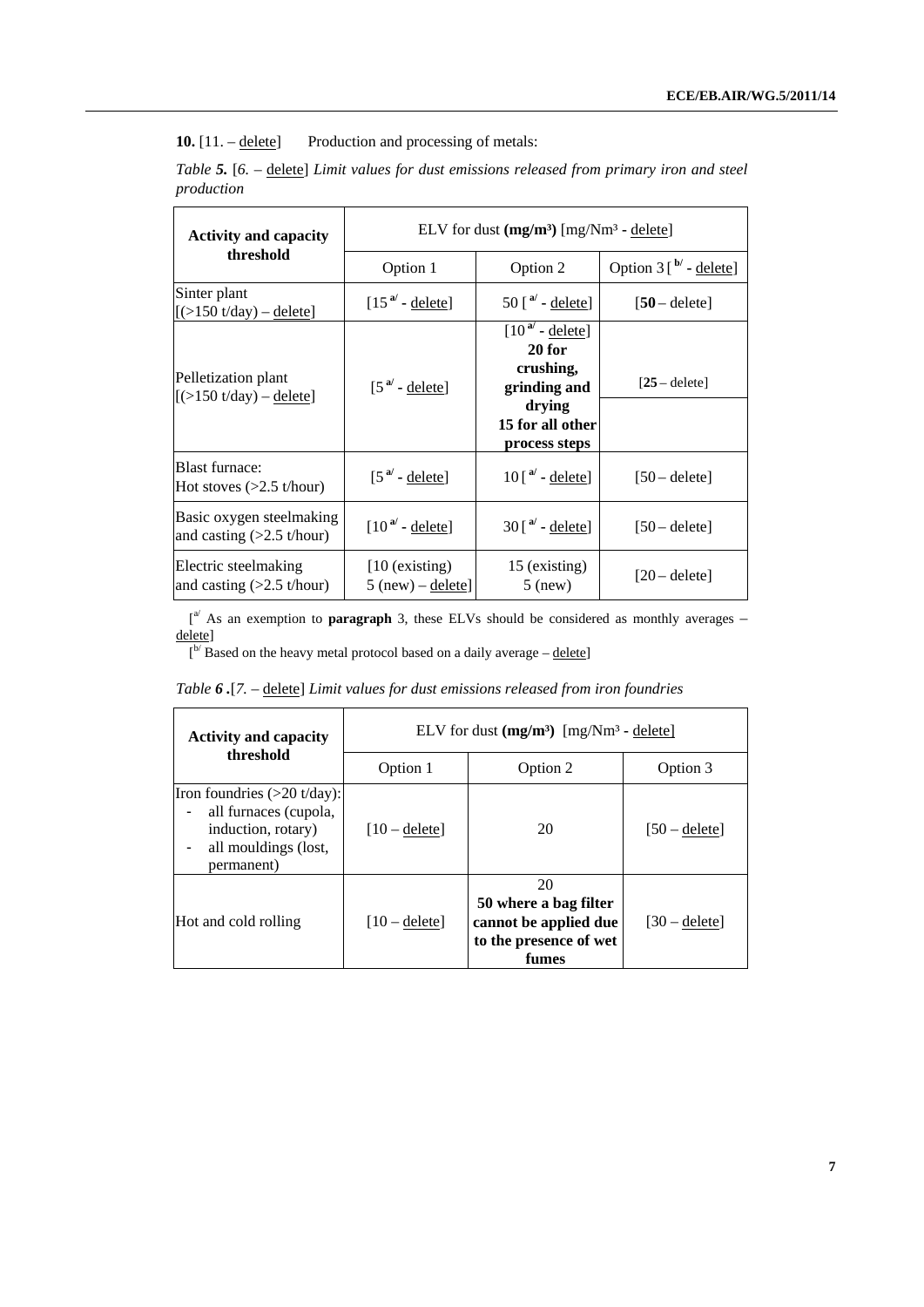**10.** [11. – <u>delete</u>]    Production and processing of metals:

*Table **5.** [6. – <u>delete</u>] Limit values for dust emissions released from primary iron and steel production*

| Activity and capacity threshold | ELV for dust **(mg/m³)** [mg/Nm³ - <u>delete</u>] | | |
|---|---|---|---|
| | Option 1 | Option 2 | Option 3 [ b/ - <u>delete</u>] |
| Sinter plant [(>150 t/day) – <u>delete</u>] | [15 a/ - <u>delete</u>] | 50 [ a/ - <u>delete</u>] | [**50** – delete] |
| Pelletization plant [(>150 t/day) – <u>delete</u>] | [5 a/ - <u>delete</u>] | [10 a/ - <u>delete</u>] **20 for crushing, grinding and drying** **15 for all other process steps** | [**25** – delete] |
| Blast furnace: Hot stoves (>2.5 t/hour) | [5 a/ - <u>delete</u>] | 10 [ a/ - <u>delete</u>] | [50 – delete] |
| Basic oxygen steelmaking and casting (>2.5 t/hour) | [10 a/ - <u>delete</u>] | 30 [ a/ - <u>delete</u>] | [50 – delete] |
| Electric steelmaking and casting (>2.5 t/hour) | [10 (existing) 5 (new) – <u>delete</u>] | 15 (existing) 5 (new) | [20 – delete] |

[a/ As an exemption to **paragraph** 3, these ELVs should be considered as monthly averages – <u>delete</u>]

[b/ Based on the heavy metal protocol based on a daily average – <u>delete</u>]

*Table **6 .**[7. – <u>delete</u>] Limit values for dust emissions released from iron foundries*

| Activity and capacity threshold | ELV for dust **(mg/m³)** [mg/Nm³ - <u>delete</u>] | | |
|---|---|---|---|
| | Option 1 | Option 2 | Option 3 |
| Iron foundries (>20 t/day): - all furnaces (cupola, induction, rotary) - all mouldings (lost, permanent) | [10 – <u>delete</u>] | 20 | [50 – <u>delete</u>] |
| Hot and cold rolling | [10 – <u>delete</u>] | 20 **50 where a bag filter cannot be applied due to the presence of wet fumes** | [30 – <u>delete</u>] |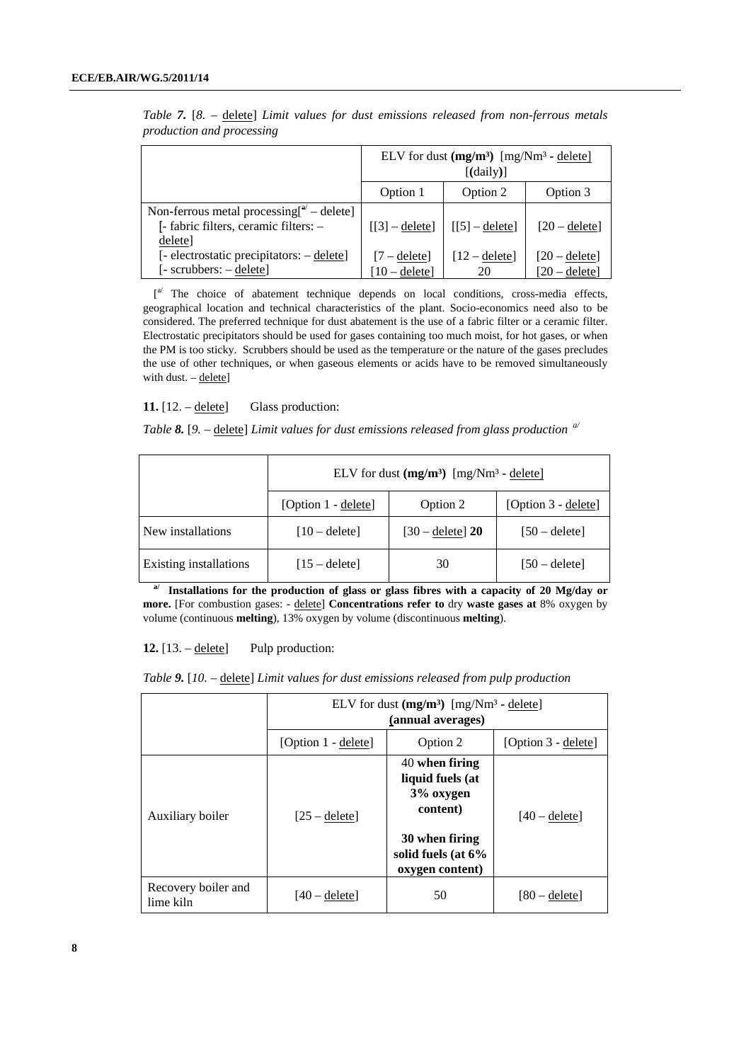*Table **7.*** [*8.* – delete] *Limit values for dust emissions released from non-ferrous metals production and processing*

| | ELV for dust **(mg/m³)** [mg/Nm³ **-** delete] [**(**daily**)**] | | |
|---|---|---|---|
| | Option 1 | Option 2 | Option 3 |
| Non-ferrous metal processing[[a] – delete] [- fabric filters, ceramic filters: – delete] | [[3] – delete] | [[5] – delete] | [20 – delete] |
| [- electrostatic precipitators: – delete] | [7 – delete] | [12 – delete] | [20 – delete] |
| [- scrubbers: – delete] | [10 – delete] | 20 | [20 – delete] |

[[a] The choice of abatement technique depends on local conditions, cross-media effects, geographical location and technical characteristics of the plant. Socio-economics need also to be considered. The preferred technique for dust abatement is the use of a fabric filter or a ceramic filter. Electrostatic precipitators should be used for gases containing too much moist, for hot gases, or when the PM is too sticky. Scrubbers should be used as the temperature or the nature of the gases precludes the use of other techniques, or when gaseous elements or acids have to be removed simultaneously with dust. – delete]

**11.** [12. – delete] Glass production:

*Table **8.*** [*9.* – delete] *Limit values for dust emissions released from glass production* [a]

| | ELV for dust **(mg/m³)** [mg/Nm³ - delete] | | |
|---|---|---|---|
| | [Option 1 - delete] | Option 2 | [Option 3 - delete] |
| New installations | [10 – delete] | [30 – delete] **20** | [50 – delete] |
| Existing installations | [15 – delete] | 30 | [50 – delete] |

[a] **Installations for the production of glass or glass fibres with a capacity of 20 Mg/day or more.** [For combustion gases: - delete] **Concentrations refer to** dry **waste gases at** 8% oxygen by volume (continuous **melting**), 13% oxygen by volume (discontinuous **melting**).

**12.** [13. – delete] Pulp production:

*Table **9.*** [*10.* – delete] *Limit values for dust emissions released from pulp production*

| | ELV for dust **(mg/m³)** [mg/Nm³ - delete] **(annual averages)** | | |
|---|---|---|---|
| | [Option 1 - delete] | Option 2 | [Option 3 - delete] |
| Auxiliary boiler | [25 – delete] | 40 **when firing liquid fuels (at 3% oxygen content)** 30 **when firing solid fuels (at 6% oxygen content)** | [40 – delete] |
| Recovery boiler and lime kiln | [40 – delete] | 50 | [80 – delete] |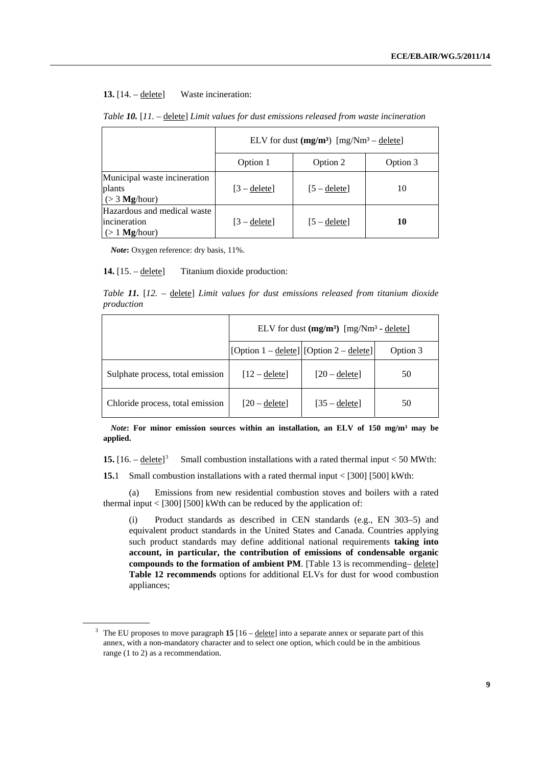**13.** [14. – delete] Waste incineration:

*Table **10.** [11. – delete] Limit values for dust emissions released from waste incineration*

| | ELV for dust **(mg/m³)** [mg/Nm³ – delete] | | |
|---|---|---|---|
| | Option 1 | Option 2 | Option 3 |
| Municipal waste incineration plants (> 3 **Mg**/hour) | [3 – delete] | [5 – delete] | 10 |
| Hazardous and medical waste incineration (> 1 **Mg**/hour) | [3 – delete] | [5 – delete] | **10** |

*Note***:** Oxygen reference: dry basis, 11%.

**14.** [15. – delete] Titanium dioxide production:

*Table **11.** [12. – delete] Limit values for dust emissions released from titanium dioxide production*

| | ELV for dust **(mg/m³)** [mg/Nm³ - delete] | | |
|---|---|---|---|
| | [Option 1 – delete] | [Option 2 – delete] | Option 3 |
| Sulphate process, total emission | [12 – delete] | [20 – delete] | 50 |
| Chloride process, total emission | [20 – delete] | [35 – delete] | 50 |

*Note***: For minor emission sources within an installation, an ELV of 150 mg/m³ may be applied.**

**15.** [16. – delete][3] Small combustion installations with a rated thermal input < 50 MWth:

**15.**1 Small combustion installations with a rated thermal input < [300] [500] kWth:

(a) Emissions from new residential combustion stoves and boilers with a rated thermal input < [300] [500] kWth can be reduced by the application of:

(i) Product standards as described in CEN standards (e.g., EN 303–5) and equivalent product standards in the United States and Canada. Countries applying such product standards may define additional national requirements **taking into account, in particular, the contribution of emissions of condensable organic compounds to the formation of ambient PM**. [Table 13 is recommending– delete] **Table 12 recommends** options for additional ELVs for dust for wood combustion appliances;

[3] The EU proposes to move paragraph **15** [16 – delete] into a separate annex or separate part of this annex, with a non-mandatory character and to select one option, which could be in the ambitious range (1 to 2) as a recommendation.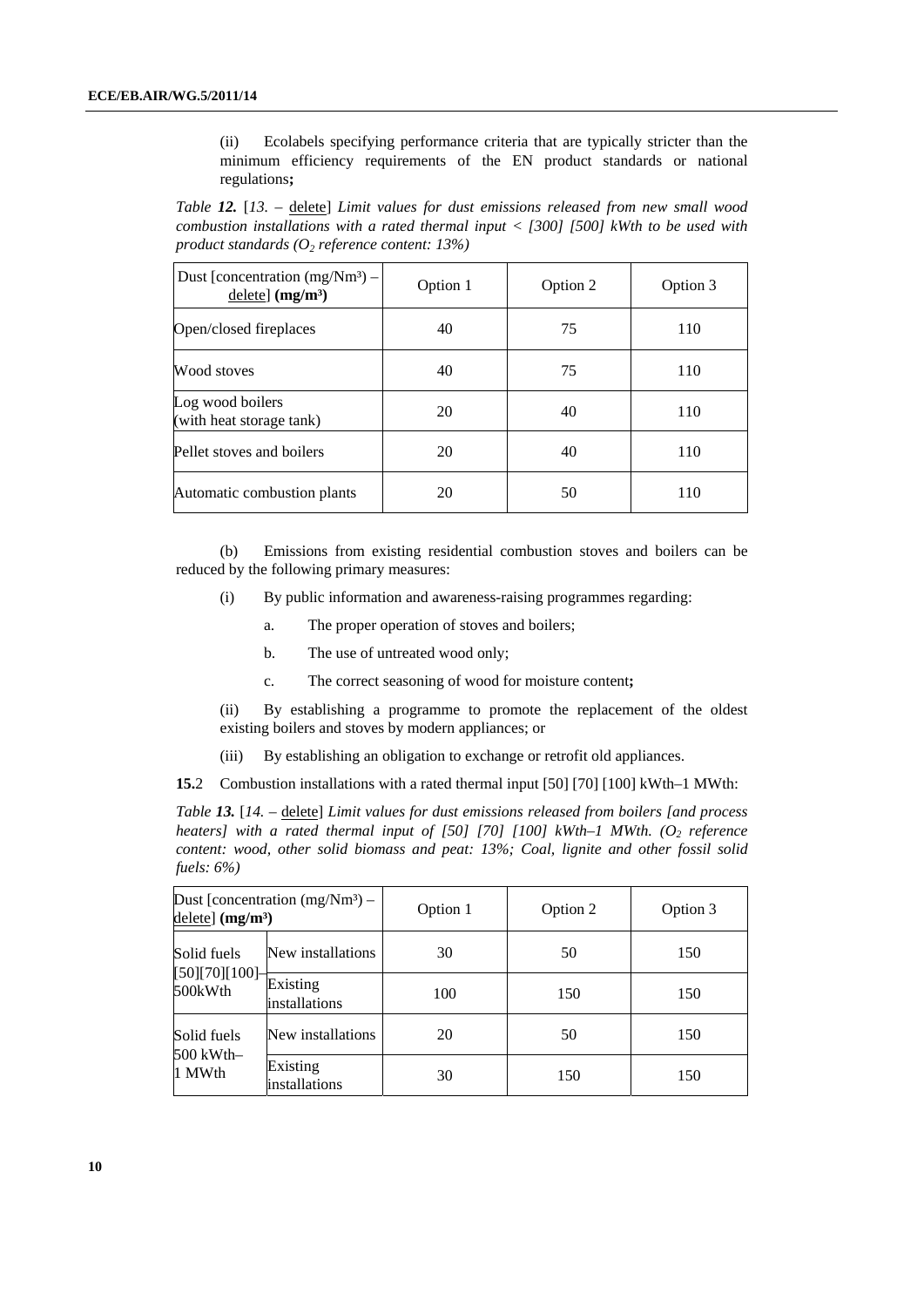(ii) Ecolabels specifying performance criteria that are typically stricter than the minimum efficiency requirements of the EN product standards or national regulations**;**

*Table **12.*** [*13.* – delete] *Limit values for dust emissions released from new small wood combustion installations with a rated thermal input < [300] [500] kWth to be used with product standards ($O_2$ reference content: 13%)*

| Dust [concentration (mg/Nm³) – delete] **(mg/m³)** | Option 1 | Option 2 | Option 3 |
|---|---|---|---|
| Open/closed fireplaces | 40 | 75 | 110 |
| Wood stoves | 40 | 75 | 110 |
| Log wood boilers (with heat storage tank) | 20 | 40 | 110 |
| Pellet stoves and boilers | 20 | 40 | 110 |
| Automatic combustion plants | 20 | 50 | 110 |

(b) Emissions from existing residential combustion stoves and boilers can be reduced by the following primary measures:

(i) By public information and awareness-raising programmes regarding:

a. The proper operation of stoves and boilers;

b. The use of untreated wood only;

c. The correct seasoning of wood for moisture content**;**

(ii) By establishing a programme to promote the replacement of the oldest existing boilers and stoves by modern appliances; or

(iii) By establishing an obligation to exchange or retrofit old appliances.

**15.**2 Combustion installations with a rated thermal input [50] [70] [100] kWth–1 MWth:

*Table **13.*** [*14.* – delete] *Limit values for dust emissions released from boilers [and process heaters] with a rated thermal input of [50] [70] [100] kWth–1 MWth. ($O_2$ reference content: wood, other solid biomass and peat: 13%; Coal, lignite and other fossil solid fuels: 6%)*

| Dust [concentration (mg/Nm³) – delete] **(mg/m³)** | | Option 1 | Option 2 | Option 3 |
|---|---|---|---|---|
| Solid fuels [50][70][100]–500kWth | New installations | 30 | 50 | 150 |
| | Existing installations | 100 | 150 | 150 |
| Solid fuels 500 kWth–1 MWth | New installations | 20 | 50 | 150 |
| | Existing installations | 30 | 150 | 150 |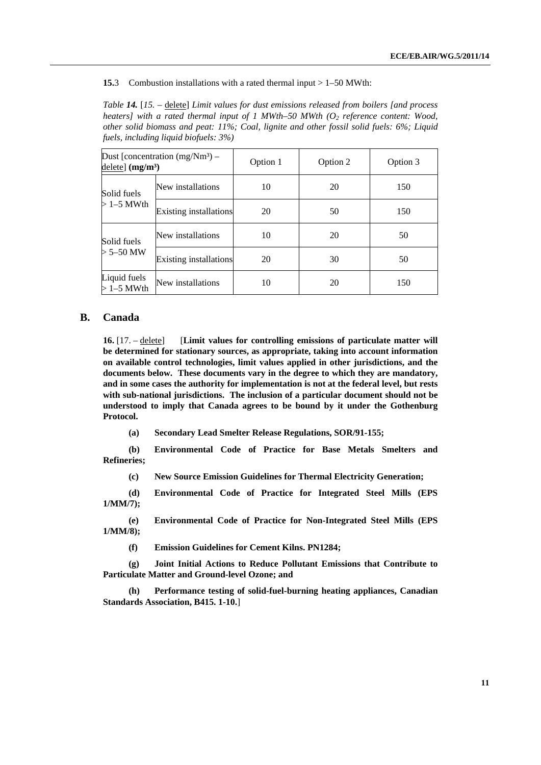**15.**3 Combustion installations with a rated thermal input > 1–50 MWth:

*Table **14.*** [*15.* – delete] *Limit values for dust emissions released from boilers [and process heaters] with a rated thermal input of 1 MWth–50 MWth ($O_2$ reference content: Wood, other solid biomass and peat: 11%; Coal, lignite and other fossil solid fuels: 6%; Liquid fuels, including liquid biofuels: 3%)*

| Dust [concentration (mg/Nm³) – delete] **(mg/m³)** | | Option 1 | Option 2 | Option 3 |
|---|---|---|---|---|
| Solid fuels > 1–5 MWth | New installations | 10 | 20 | 150 |
| | Existing installations | 20 | 50 | 150 |
| Solid fuels > 5–50 MW | New installations | 10 | 20 | 50 |
| | Existing installations | 20 | 30 | 50 |
| Liquid fuels > 1–5 MWth | New installations | 10 | 20 | 150 |

## B. Canada

**16.** [17. – delete] [**Limit values for controlling emissions of particulate matter will be determined for stationary sources, as appropriate, taking into account information on available control technologies, limit values applied in other jurisdictions, and the documents below. These documents vary in the degree to which they are mandatory, and in some cases the authority for implementation is not at the federal level, but rests with sub-national jurisdictions. The inclusion of a particular document should not be understood to imply that Canada agrees to be bound by it under the Gothenburg Protocol.**

**(a) Secondary Lead Smelter Release Regulations, SOR/91-155;**

**(b) Environmental Code of Practice for Base Metals Smelters and Refineries;**

**(c) New Source Emission Guidelines for Thermal Electricity Generation;**

**(d) Environmental Code of Practice for Integrated Steel Mills (EPS 1/MM/7);**

**(e) Environmental Code of Practice for Non-Integrated Steel Mills (EPS 1/MM/8);**

**(f) Emission Guidelines for Cement Kilns. PN1284;**

**(g) Joint Initial Actions to Reduce Pollutant Emissions that Contribute to Particulate Matter and Ground-level Ozone; and**

**(h) Performance testing of solid-fuel-burning heating appliances, Canadian Standards Association, B415. 1-10.**]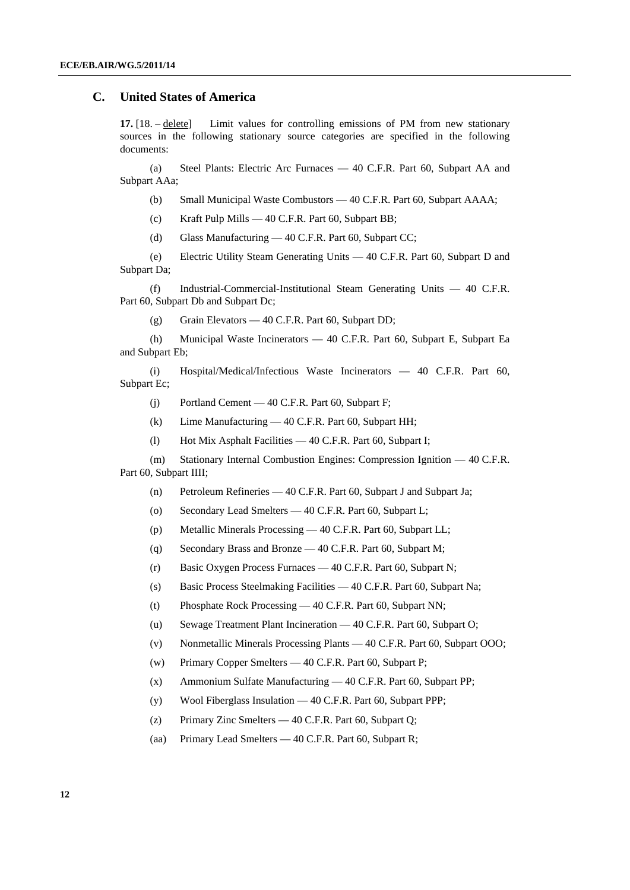## C. United States of America

**17.** [18. – delete] Limit values for controlling emissions of PM from new stationary sources in the following stationary source categories are specified in the following documents:

(a) Steel Plants: Electric Arc Furnaces — 40 C.F.R. Part 60, Subpart AA and Subpart AAa;

(b) Small Municipal Waste Combustors — 40 C.F.R. Part 60, Subpart AAAA;

(c) Kraft Pulp Mills — 40 C.F.R. Part 60, Subpart BB;

(d) Glass Manufacturing — 40 C.F.R. Part 60, Subpart CC;

(e) Electric Utility Steam Generating Units — 40 C.F.R. Part 60, Subpart D and Subpart Da;

(f) Industrial-Commercial-Institutional Steam Generating Units — 40 C.F.R. Part 60, Subpart Db and Subpart Dc;

(g) Grain Elevators — 40 C.F.R. Part 60, Subpart DD;

(h) Municipal Waste Incinerators — 40 C.F.R. Part 60, Subpart E, Subpart Ea and Subpart Eb;

(i) Hospital/Medical/Infectious Waste Incinerators — 40 C.F.R. Part 60, Subpart Ec;

(j) Portland Cement — 40 C.F.R. Part 60, Subpart F;

(k) Lime Manufacturing — 40 C.F.R. Part 60, Subpart HH;

(l) Hot Mix Asphalt Facilities — 40 C.F.R. Part 60, Subpart I;

(m) Stationary Internal Combustion Engines: Compression Ignition — 40 C.F.R. Part 60, Subpart IIII;

(n) Petroleum Refineries — 40 C.F.R. Part 60, Subpart J and Subpart Ja;

(o) Secondary Lead Smelters — 40 C.F.R. Part 60, Subpart L;

(p) Metallic Minerals Processing — 40 C.F.R. Part 60, Subpart LL;

(q) Secondary Brass and Bronze — 40 C.F.R. Part 60, Subpart M;

(r) Basic Oxygen Process Furnaces — 40 C.F.R. Part 60, Subpart N;

(s) Basic Process Steelmaking Facilities — 40 C.F.R. Part 60, Subpart Na;

(t) Phosphate Rock Processing — 40 C.F.R. Part 60, Subpart NN;

(u) Sewage Treatment Plant Incineration — 40 C.F.R. Part 60, Subpart O;

(v) Nonmetallic Minerals Processing Plants — 40 C.F.R. Part 60, Subpart OOO;

(w) Primary Copper Smelters — 40 C.F.R. Part 60, Subpart P;

(x) Ammonium Sulfate Manufacturing — 40 C.F.R. Part 60, Subpart PP;

(y) Wool Fiberglass Insulation — 40 C.F.R. Part 60, Subpart PPP;

(z) Primary Zinc Smelters — 40 C.F.R. Part 60, Subpart Q;

(aa) Primary Lead Smelters — 40 C.F.R. Part 60, Subpart R;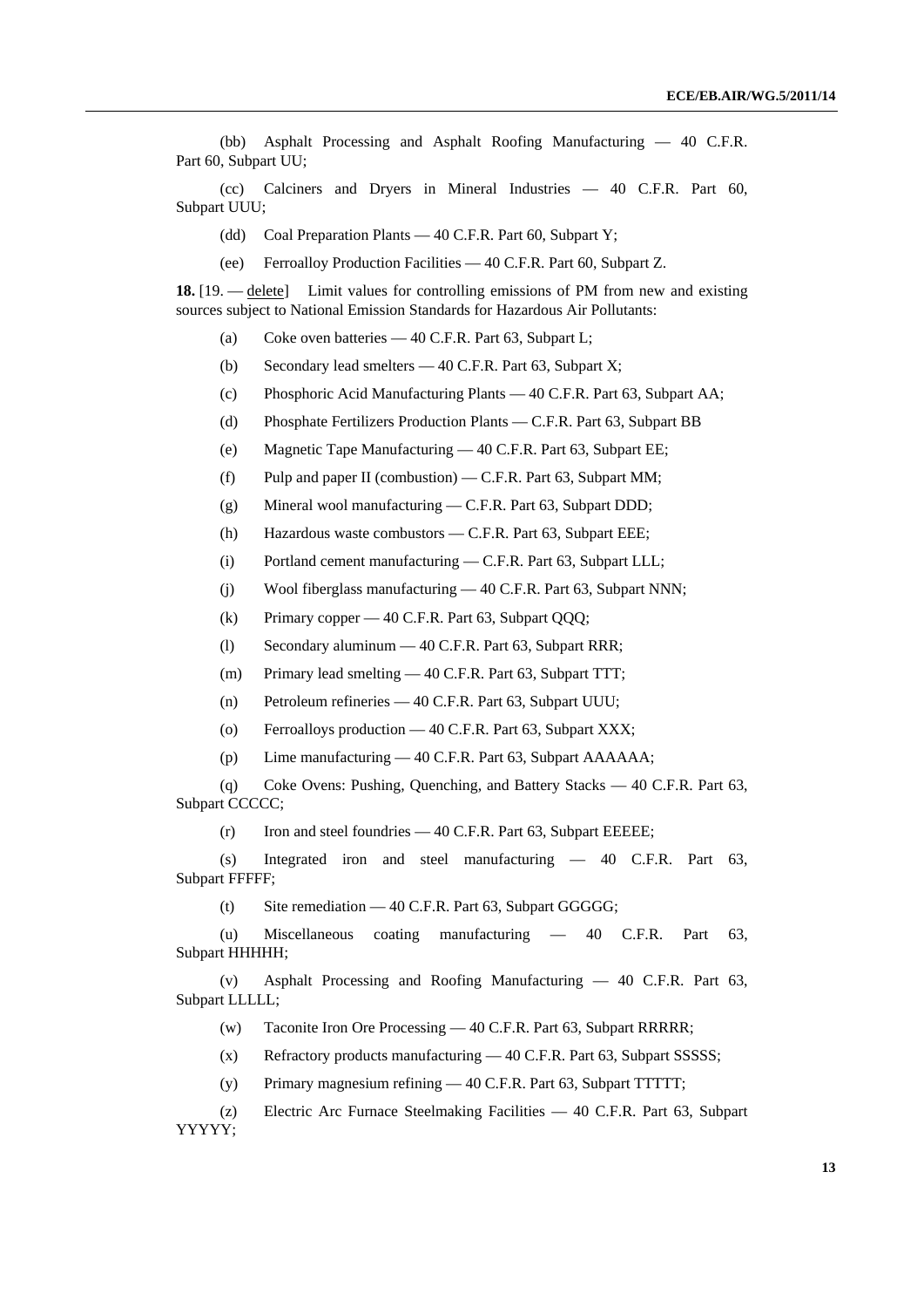(bb) Asphalt Processing and Asphalt Roofing Manufacturing — 40 C.F.R. Part 60, Subpart UU;

(cc) Calciners and Dryers in Mineral Industries — 40 C.F.R. Part 60, Subpart UUU;

(dd) Coal Preparation Plants — 40 C.F.R. Part 60, Subpart Y;

(ee) Ferroalloy Production Facilities — 40 C.F.R. Part 60, Subpart Z.

**18.** [19. — delete] Limit values for controlling emissions of PM from new and existing sources subject to National Emission Standards for Hazardous Air Pollutants:

(a) Coke oven batteries — 40 C.F.R. Part 63, Subpart L;

(b) Secondary lead smelters — 40 C.F.R. Part 63, Subpart X;

(c) Phosphoric Acid Manufacturing Plants — 40 C.F.R. Part 63, Subpart AA;

(d) Phosphate Fertilizers Production Plants — C.F.R. Part 63, Subpart BB

(e) Magnetic Tape Manufacturing — 40 C.F.R. Part 63, Subpart EE;

(f) Pulp and paper II (combustion) — C.F.R. Part 63, Subpart MM;

(g) Mineral wool manufacturing — C.F.R. Part 63, Subpart DDD;

(h) Hazardous waste combustors — C.F.R. Part 63, Subpart EEE;

(i) Portland cement manufacturing — C.F.R. Part 63, Subpart LLL;

(j) Wool fiberglass manufacturing — 40 C.F.R. Part 63, Subpart NNN;

(k) Primary copper — 40 C.F.R. Part 63, Subpart QQQ;

(l) Secondary aluminum — 40 C.F.R. Part 63, Subpart RRR;

(m) Primary lead smelting — 40 C.F.R. Part 63, Subpart TTT;

(n) Petroleum refineries — 40 C.F.R. Part 63, Subpart UUU;

(o) Ferroalloys production — 40 C.F.R. Part 63, Subpart XXX;

(p) Lime manufacturing — 40 C.F.R. Part 63, Subpart AAAAAA;

(q) Coke Ovens: Pushing, Quenching, and Battery Stacks — 40 C.F.R. Part 63, Subpart CCCCC;

(r) Iron and steel foundries — 40 C.F.R. Part 63, Subpart EEEEE;

(s) Integrated iron and steel manufacturing — 40 C.F.R. Part 63, Subpart FFFFF;

(t) Site remediation — 40 C.F.R. Part 63, Subpart GGGGG;

(u) Miscellaneous coating manufacturing — 40 C.F.R. Part 63, Subpart HHHHH;

(v) Asphalt Processing and Roofing Manufacturing — 40 C.F.R. Part 63, Subpart LLLLL;

(w) Taconite Iron Ore Processing — 40 C.F.R. Part 63, Subpart RRRRR;

(x) Refractory products manufacturing — 40 C.F.R. Part 63, Subpart SSSSS;

(y) Primary magnesium refining — 40 C.F.R. Part 63, Subpart TTTTT;

(z) Electric Arc Furnace Steelmaking Facilities — 40 C.F.R. Part 63, Subpart YYYYY;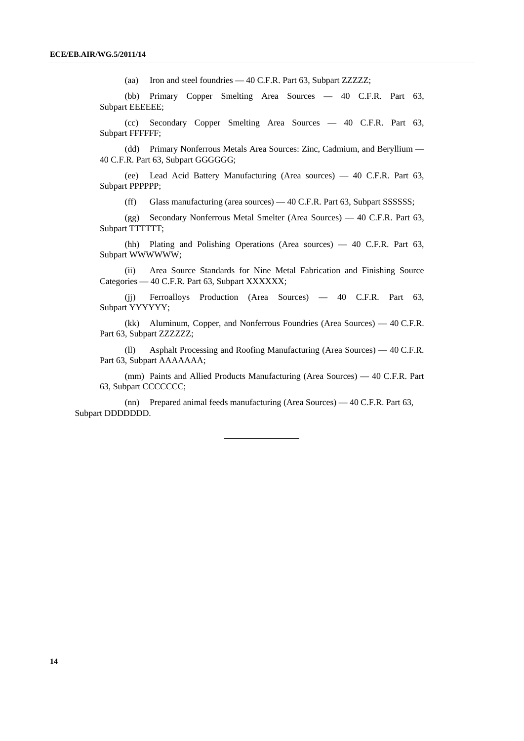(aa) Iron and steel foundries — 40 C.F.R. Part 63, Subpart ZZZZZ;

(bb) Primary Copper Smelting Area Sources — 40 C.F.R. Part 63, Subpart EEEEEE;

(cc) Secondary Copper Smelting Area Sources — 40 C.F.R. Part 63, Subpart FFFFFF;

(dd) Primary Nonferrous Metals Area Sources: Zinc, Cadmium, and Beryllium — 40 C.F.R. Part 63, Subpart GGGGGG;

(ee) Lead Acid Battery Manufacturing (Area sources) — 40 C.F.R. Part 63, Subpart PPPPPP;

(ff) Glass manufacturing (area sources) — 40 C.F.R. Part 63, Subpart SSSSSS;

(gg) Secondary Nonferrous Metal Smelter (Area Sources) — 40 C.F.R. Part 63, Subpart TTTTTT;

(hh) Plating and Polishing Operations (Area sources) — 40 C.F.R. Part 63, Subpart WWWWWW;

(ii) Area Source Standards for Nine Metal Fabrication and Finishing Source Categories — 40 C.F.R. Part 63, Subpart XXXXXX;

(jj) Ferroalloys Production (Area Sources) — 40 C.F.R. Part 63, Subpart YYYYYY;

(kk) Aluminum, Copper, and Nonferrous Foundries (Area Sources) — 40 C.F.R. Part 63, Subpart ZZZZZZ;

(ll) Asphalt Processing and Roofing Manufacturing (Area Sources) — 40 C.F.R. Part 63, Subpart AAAAAAA;

(mm) Paints and Allied Products Manufacturing (Area Sources) — 40 C.F.R. Part 63, Subpart CCCCCCC;

(nn) Prepared animal feeds manufacturing (Area Sources) — 40 C.F.R. Part 63, Subpart DDDDDDD.